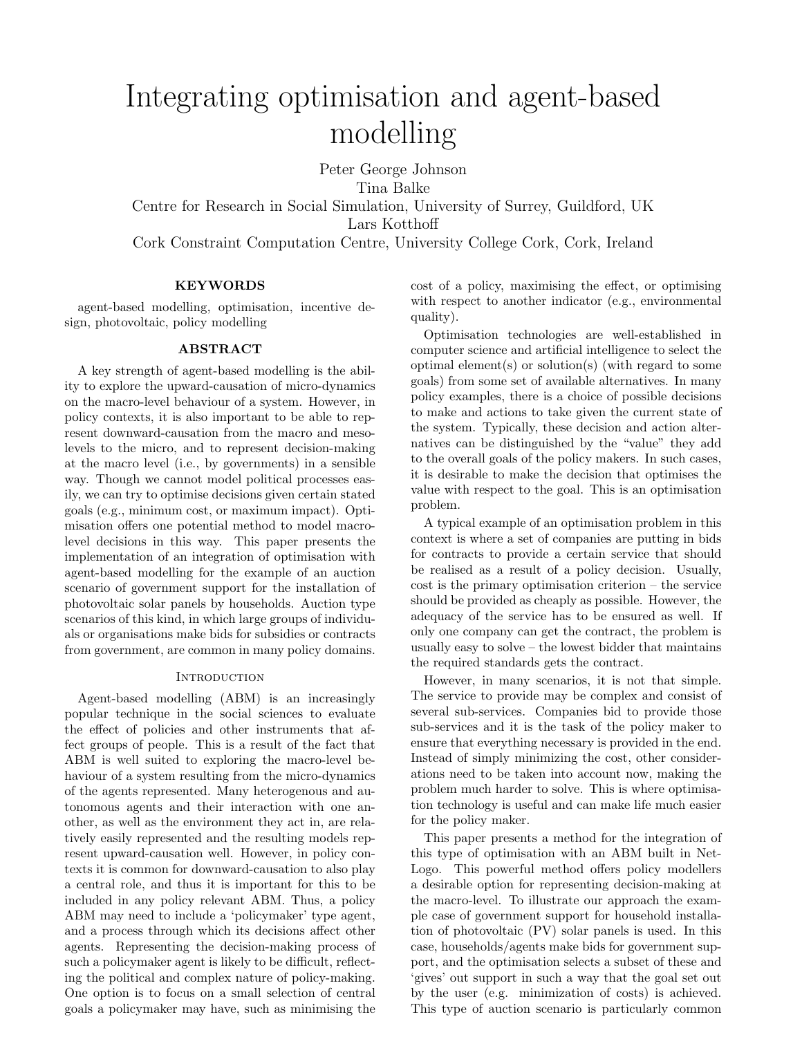# Integrating optimisation and agent-based modelling

Peter George Johnson
Tina Balke
Centre for Research in Social Simulation, University of Surrey, Guildford, UK
Lars Kotthoff
Cork Constraint Computation Centre, University College Cork, Cork, Ireland

## KEYWORDS

agent-based modelling, optimisation, incentive design, photovoltaic, policy modelling

## ABSTRACT

A key strength of agent-based modelling is the ability to explore the upward-causation of micro-dynamics on the macro-level behaviour of a system. However, in policy contexts, it is also important to be able to represent downward-causation from the macro and meso-levels to the micro, and to represent decision-making at the macro level (i.e., by governments) in a sensible way. Though we cannot model political processes easily, we can try to optimise decisions given certain stated goals (e.g., minimum cost, or maximum impact). Optimisation offers one potential method to model macro-level decisions in this way. This paper presents the implementation of an integration of optimisation with agent-based modelling for the example of an auction scenario of government support for the installation of photovoltaic solar panels by households. Auction type scenarios of this kind, in which large groups of individuals or organisations make bids for subsidies or contracts from government, are common in many policy domains.

## Introduction

Agent-based modelling (ABM) is an increasingly popular technique in the social sciences to evaluate the effect of policies and other instruments that affect groups of people. This is a result of the fact that ABM is well suited to exploring the macro-level behaviour of a system resulting from the micro-dynamics of the agents represented. Many heterogenous and autonomous agents and their interaction with one another, as well as the environment they act in, are relatively easily represented and the resulting models represent upward-causation well. However, in policy contexts it is common for downward-causation to also play a central role, and thus it is important for this to be included in any policy relevant ABM. Thus, a policy ABM may need to include a 'policymaker' type agent, and a process through which its decisions affect other agents. Representing the decision-making process of such a policymaker agent is likely to be difficult, reflecting the political and complex nature of policy-making. One option is to focus on a small selection of central goals a policymaker may have, such as minimising the cost of a policy, maximising the effect, or optimising with respect to another indicator (e.g., environmental quality).

Optimisation technologies are well-established in computer science and artificial intelligence to select the optimal element(s) or solution(s) (with regard to some goals) from some set of available alternatives. In many policy examples, there is a choice of possible decisions to make and actions to take given the current state of the system. Typically, these decision and action alternatives can be distinguished by the "value" they add to the overall goals of the policy makers. In such cases, it is desirable to make the decision that optimises the value with respect to the goal. This is an optimisation problem.

A typical example of an optimisation problem in this context is where a set of companies are putting in bids for contracts to provide a certain service that should be realised as a result of a policy decision. Usually, cost is the primary optimisation criterion – the service should be provided as cheaply as possible. However, the adequacy of the service has to be ensured as well. If only one company can get the contract, the problem is usually easy to solve – the lowest bidder that maintains the required standards gets the contract.

However, in many scenarios, it is not that simple. The service to provide may be complex and consist of several sub-services. Companies bid to provide those sub-services and it is the task of the policy maker to ensure that everything necessary is provided in the end. Instead of simply minimizing the cost, other considerations need to be taken into account now, making the problem much harder to solve. This is where optimisation technology is useful and can make life much easier for the policy maker.

This paper presents a method for the integration of this type of optimisation with an ABM built in NetLogo. This powerful method offers policy modellers a desirable option for representing decision-making at the macro-level. To illustrate our approach the example case of government support for household installation of photovoltaic (PV) solar panels is used. In this case, households/agents make bids for government support, and the optimisation selects a subset of these and 'gives' out support in such a way that the goal set out by the user (e.g. minimization of costs) is achieved. This type of auction scenario is particularly common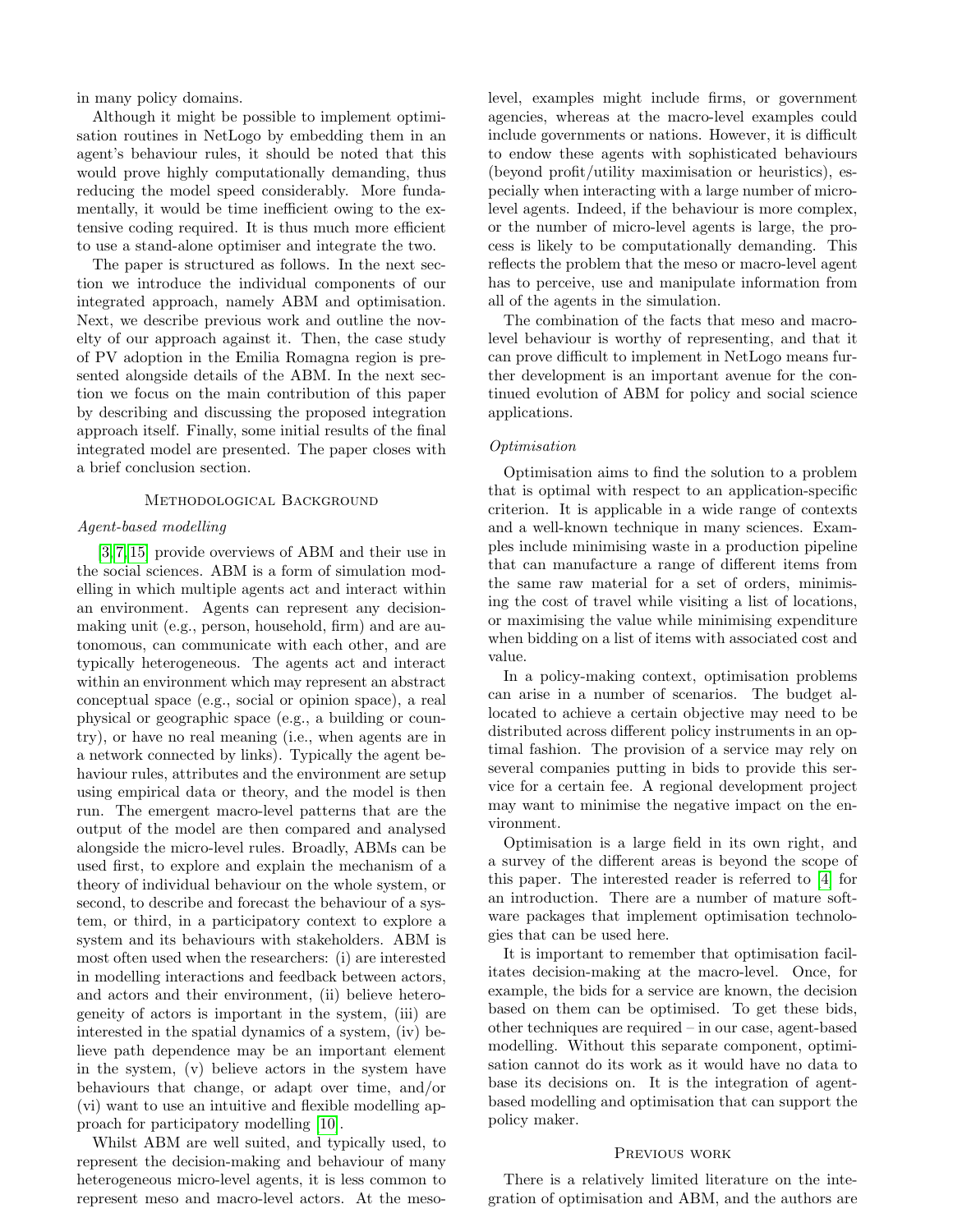in many policy domains.

Although it might be possible to implement optimisation routines in NetLogo by embedding them in an agent's behaviour rules, it should be noted that this would prove highly computationally demanding, thus reducing the model speed considerably. More fundamentally, it would be time inefficient owing to the extensive coding required. It is thus much more efficient to use a stand-alone optimiser and integrate the two.

The paper is structured as follows. In the next section we introduce the individual components of our integrated approach, namely ABM and optimisation. Next, we describe previous work and outline the novelty of our approach against it. Then, the case study of PV adoption in the Emilia Romagna region is presented alongside details of the ABM. In the next section we focus on the main contribution of this paper by describing and discussing the proposed integration approach itself. Finally, some initial results of the final integrated model are presented. The paper closes with a brief conclusion section.

## Methodological Background

### *Agent-based modelling*

[3,7,15] provide overviews of ABM and their use in the social sciences. ABM is a form of simulation modelling in which multiple agents act and interact within an environment. Agents can represent any decision-making unit (e.g., person, household, firm) and are autonomous, can communicate with each other, and are typically heterogeneous. The agents act and interact within an environment which may represent an abstract conceptual space (e.g., social or opinion space), a real physical or geographic space (e.g., a building or country), or have no real meaning (i.e., when agents are in a network connected by links). Typically the agent behaviour rules, attributes and the environment are setup using empirical data or theory, and the model is then run. The emergent macro-level patterns that are the output of the model are then compared and analysed alongside the micro-level rules. Broadly, ABMs can be used first, to explore and explain the mechanism of a theory of individual behaviour on the whole system, or second, to describe and forecast the behaviour of a system, or third, in a participatory context to explore a system and its behaviours with stakeholders. ABM is most often used when the researchers: (i) are interested in modelling interactions and feedback between actors, and actors and their environment, (ii) believe heterogeneity of actors is important in the system, (iii) are interested in the spatial dynamics of a system, (iv) believe path dependence may be an important element in the system, (v) believe actors in the system have behaviours that change, or adapt over time, and/or (vi) want to use an intuitive and flexible modelling approach for participatory modelling [10].

Whilst ABM are well suited, and typically used, to represent the decision-making and behaviour of many heterogeneous micro-level agents, it is less common to represent meso and macro-level actors. At the meso-level, examples might include firms, or government agencies, whereas at the macro-level examples could include governments or nations. However, it is difficult to endow these agents with sophisticated behaviours (beyond profit/utility maximisation or heuristics), especially when interacting with a large number of micro-level agents. Indeed, if the behaviour is more complex, or the number of micro-level agents is large, the process is likely to be computationally demanding. This reflects the problem that the meso or macro-level agent has to perceive, use and manipulate information from all of the agents in the simulation.

The combination of the facts that meso and macro-level behaviour is worthy of representing, and that it can prove difficult to implement in NetLogo means further development is an important avenue for the continued evolution of ABM for policy and social science applications.

### *Optimisation*

Optimisation aims to find the solution to a problem that is optimal with respect to an application-specific criterion. It is applicable in a wide range of contexts and a well-known technique in many sciences. Examples include minimising waste in a production pipeline that can manufacture a range of different items from the same raw material for a set of orders, minimising the cost of travel while visiting a list of locations, or maximising the value while minimising expenditure when bidding on a list of items with associated cost and value.

In a policy-making context, optimisation problems can arise in a number of scenarios. The budget allocated to achieve a certain objective may need to be distributed across different policy instruments in an optimal fashion. The provision of a service may rely on several companies putting in bids to provide this service for a certain fee. A regional development project may want to minimise the negative impact on the environment.

Optimisation is a large field in its own right, and a survey of the different areas is beyond the scope of this paper. The interested reader is referred to [4] for an introduction. There are a number of mature software packages that implement optimisation technologies that can be used here.

It is important to remember that optimisation facilitates decision-making at the macro-level. Once, for example, the bids for a service are known, the decision based on them can be optimised. To get these bids, other techniques are required – in our case, agent-based modelling. Without this separate component, optimisation cannot do its work as it would have no data to base its decisions on. It is the integration of agent-based modelling and optimisation that can support the policy maker.

## Previous work

There is a relatively limited literature on the integration of optimisation and ABM, and the authors are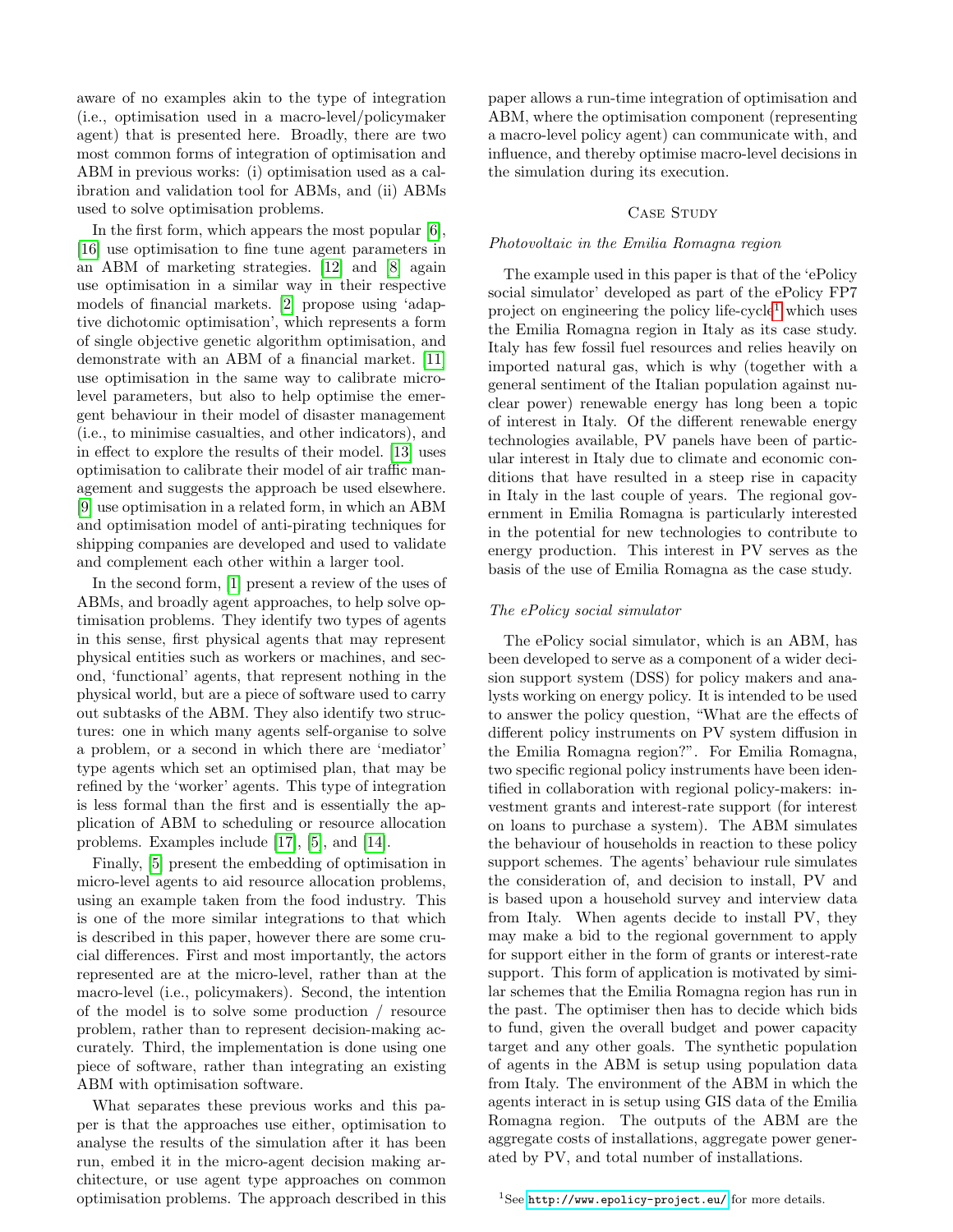aware of no examples akin to the type of integration (i.e., optimisation used in a macro-level/policymaker agent) that is presented here. Broadly, there are two most common forms of integration of optimisation and ABM in previous works: (i) optimisation used as a calibration and validation tool for ABMs, and (ii) ABMs used to solve optimisation problems.

In the first form, which appears the most popular [6], [16] use optimisation to fine tune agent parameters in an ABM of marketing strategies. [12] and [8] again use optimisation in a similar way in their respective models of financial markets. [2] propose using 'adaptive dichotomic optimisation', which represents a form of single objective genetic algorithm optimisation, and demonstrate with an ABM of a financial market. [11] use optimisation in the same way to calibrate micro-level parameters, but also to help optimise the emergent behaviour in their model of disaster management (i.e., to minimise casualties, and other indicators), and in effect to explore the results of their model. [13] uses optimisation to calibrate their model of air traffic management and suggests the approach be used elsewhere. [9] use optimisation in a related form, in which an ABM and optimisation model of anti-pirating techniques for shipping companies are developed and used to validate and complement each other within a larger tool.

In the second form, [1] present a review of the uses of ABMs, and broadly agent approaches, to help solve optimisation problems. They identify two types of agents in this sense, first physical agents that may represent physical entities such as workers or machines, and second, 'functional' agents, that represent nothing in the physical world, but are a piece of software used to carry out subtasks of the ABM. They also identify two structures: one in which many agents self-organise to solve a problem, or a second in which there are 'mediator' type agents which set an optimised plan, that may be refined by the 'worker' agents. This type of integration is less formal than the first and is essentially the application of ABM to scheduling or resource allocation problems. Examples include [17], [5], and [14].

Finally, [5] present the embedding of optimisation in micro-level agents to aid resource allocation problems, using an example taken from the food industry. This is one of the more similar integrations to that which is described in this paper, however there are some crucial differences. First and most importantly, the actors represented are at the micro-level, rather than at the macro-level (i.e., policymakers). Second, the intention of the model is to solve some production / resource problem, rather than to represent decision-making accurately. Third, the implementation is done using one piece of software, rather than integrating an existing ABM with optimisation software.

What separates these previous works and this paper is that the approaches use either, optimisation to analyse the results of the simulation after it has been run, embed it in the micro-agent decision making architecture, or use agent type approaches on common optimisation problems. The approach described in this paper allows a run-time integration of optimisation and ABM, where the optimisation component (representing a macro-level policy agent) can communicate with, and influence, and thereby optimise macro-level decisions in the simulation during its execution.

## Case Study

### *Photovoltaic in the Emilia Romagna region*

The example used in this paper is that of the 'ePolicy social simulator' developed as part of the ePolicy FP7 project on engineering the policy life-cycle[1] which uses the Emilia Romagna region in Italy as its case study. Italy has few fossil fuel resources and relies heavily on imported natural gas, which is why (together with a general sentiment of the Italian population against nuclear power) renewable energy has long been a topic of interest in Italy. Of the different renewable energy technologies available, PV panels have been of particular interest in Italy due to climate and economic conditions that have resulted in a steep rise in capacity in Italy in the last couple of years. The regional government in Emilia Romagna is particularly interested in the potential for new technologies to contribute to energy production. This interest in PV serves as the basis of the use of Emilia Romagna as the case study.

### *The ePolicy social simulator*

The ePolicy social simulator, which is an ABM, has been developed to serve as a component of a wider decision support system (DSS) for policy makers and analysts working on energy policy. It is intended to be used to answer the policy question, "What are the effects of different policy instruments on PV system diffusion in the Emilia Romagna region?". For Emilia Romagna, two specific regional policy instruments have been identified in collaboration with regional policy-makers: investment grants and interest-rate support (for interest on loans to purchase a system). The ABM simulates the behaviour of households in reaction to these policy support schemes. The agents' behaviour rule simulates the consideration of, and decision to install, PV and is based upon a household survey and interview data from Italy. When agents decide to install PV, they may make a bid to the regional government to apply for support either in the form of grants or interest-rate support. This form of application is motivated by similar schemes that the Emilia Romagna region has run in the past. The optimiser then has to decide which bids to fund, given the overall budget and power capacity target and any other goals. The synthetic population of agents in the ABM is setup using population data from Italy. The environment of the ABM in which the agents interact in is setup using GIS data of the Emilia Romagna region. The outputs of the ABM are the aggregate costs of installations, aggregate power generated by PV, and total number of installations.

[1] See http://www.epolicy-project.eu/ for more details.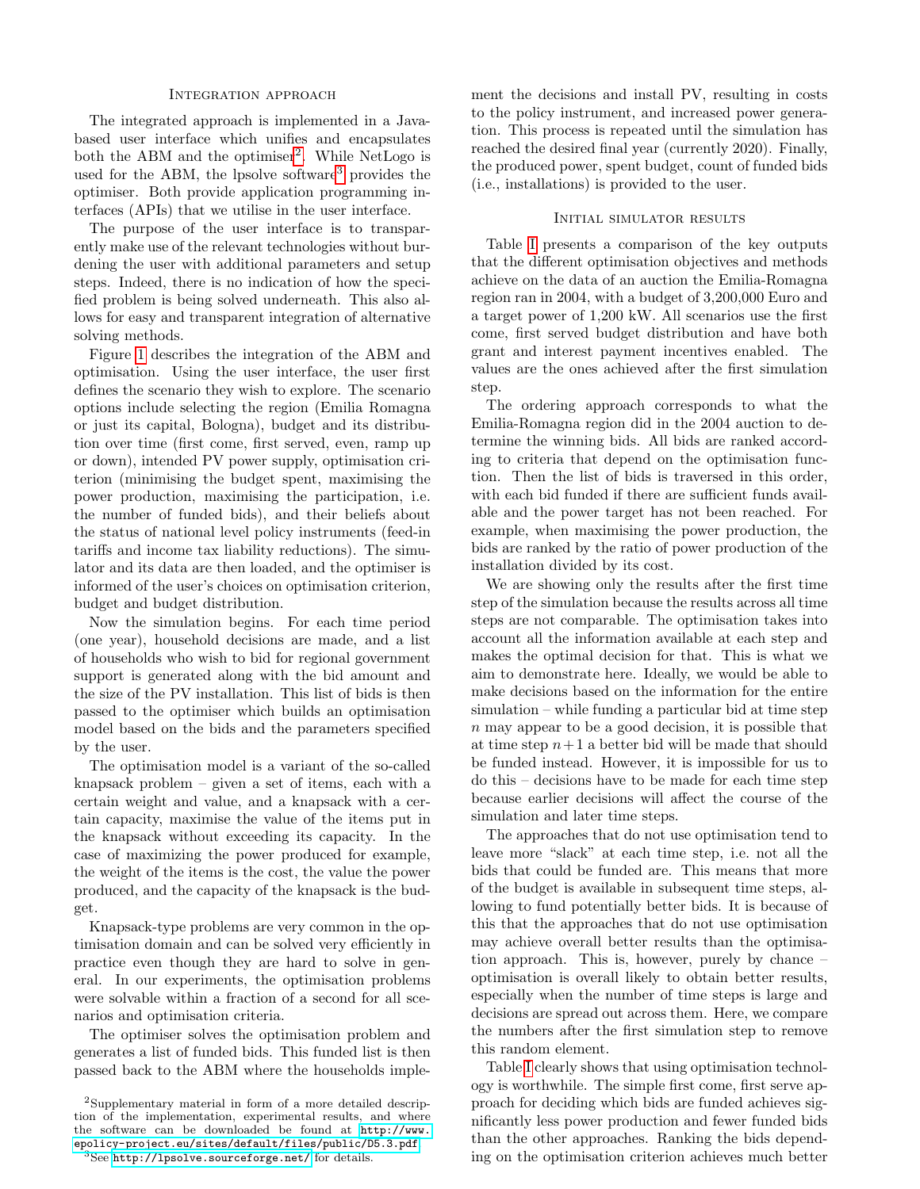### Integration approach

The integrated approach is implemented in a Java-based user interface which unifies and encapsulates both the ABM and the optimiser[2]. While NetLogo is used for the ABM, the lpsolve software[3] provides the optimiser. Both provide application programming interfaces (APIs) that we utilise in the user interface.

The purpose of the user interface is to transparently make use of the relevant technologies without burdening the user with additional parameters and setup steps. Indeed, there is no indication of how the specified problem is being solved underneath. This also allows for easy and transparent integration of alternative solving methods.

Figure 1 describes the integration of the ABM and optimisation. Using the user interface, the user first defines the scenario they wish to explore. The scenario options include selecting the region (Emilia Romagna or just its capital, Bologna), budget and its distribution over time (first come, first served, even, ramp up or down), intended PV power supply, optimisation criterion (minimising the budget spent, maximising the power production, maximising the participation, i.e. the number of funded bids), and their beliefs about the status of national level policy instruments (feed-in tariffs and income tax liability reductions). The simulator and its data are then loaded, and the optimiser is informed of the user's choices on optimisation criterion, budget and budget distribution.

Now the simulation begins. For each time period (one year), household decisions are made, and a list of households who wish to bid for regional government support is generated along with the bid amount and the size of the PV installation. This list of bids is then passed to the optimiser which builds an optimisation model based on the bids and the parameters specified by the user.

The optimisation model is a variant of the so-called knapsack problem – given a set of items, each with a certain weight and value, and a knapsack with a certain capacity, maximise the value of the items put in the knapsack without exceeding its capacity. In the case of maximizing the power produced for example, the weight of the items is the cost, the value the power produced, and the capacity of the knapsack is the budget.

Knapsack-type problems are very common in the optimisation domain and can be solved very efficiently in practice even though they are hard to solve in general. In our experiments, the optimisation problems were solvable within a fraction of a second for all scenarios and optimisation criteria.

The optimiser solves the optimisation problem and generates a list of funded bids. This funded list is then passed back to the ABM where the households implement the decisions and install PV, resulting in costs to the policy instrument, and increased power generation. This process is repeated until the simulation has reached the desired final year (currently 2020). Finally, the produced power, spent budget, count of funded bids (i.e., installations) is provided to the user.

### Initial simulator results

Table I presents a comparison of the key outputs that the different optimisation objectives and methods achieve on the data of an auction the Emilia-Romagna region ran in 2004, with a budget of 3,200,000 Euro and a target power of 1,200 kW. All scenarios use the first come, first served budget distribution and have both grant and interest payment incentives enabled. The values are the ones achieved after the first simulation step.

The ordering approach corresponds to what the Emilia-Romagna region did in the 2004 auction to determine the winning bids. All bids are ranked according to criteria that depend on the optimisation function. Then the list of bids is traversed in this order, with each bid funded if there are sufficient funds available and the power target has not been reached. For example, when maximising the power production, the bids are ranked by the ratio of power production of the installation divided by its cost.

We are showing only the results after the first time step of the simulation because the results across all time steps are not comparable. The optimisation takes into account all the information available at each step and makes the optimal decision for that. This is what we aim to demonstrate here. Ideally, we would be able to make decisions based on the information for the entire simulation – while funding a particular bid at time step $n$ may appear to be a good decision, it is possible that at time step $n+1$ a better bid will be made that should be funded instead. However, it is impossible for us to do this – decisions have to be made for each time step because earlier decisions will affect the course of the simulation and later time steps.

The approaches that do not use optimisation tend to leave more "slack" at each time step, i.e. not all the bids that could be funded are. This means that more of the budget is available in subsequent time steps, allowing to fund potentially better bids. It is because of this that the approaches that do not use optimisation may achieve overall better results than the optimisation approach. This is, however, purely by chance – optimisation is overall likely to obtain better results, especially when the number of time steps is large and decisions are spread out across them. Here, we compare the numbers after the first simulation step to remove this random element.

Table I clearly shows that using optimisation technology is worthwhile. The simple first come, first serve approach for deciding which bids are funded achieves significantly less power production and fewer funded bids than the other approaches. Ranking the bids depending on the optimisation criterion achieves much better

[2]Supplementary material in form of a more detailed description of the implementation, experimental results, and where the software can be downloaded be found at http://www.epolicy-project.eu/sites/default/files/public/D5.3.pdf

[3]See http://lpsolve.sourceforge.net/ for details.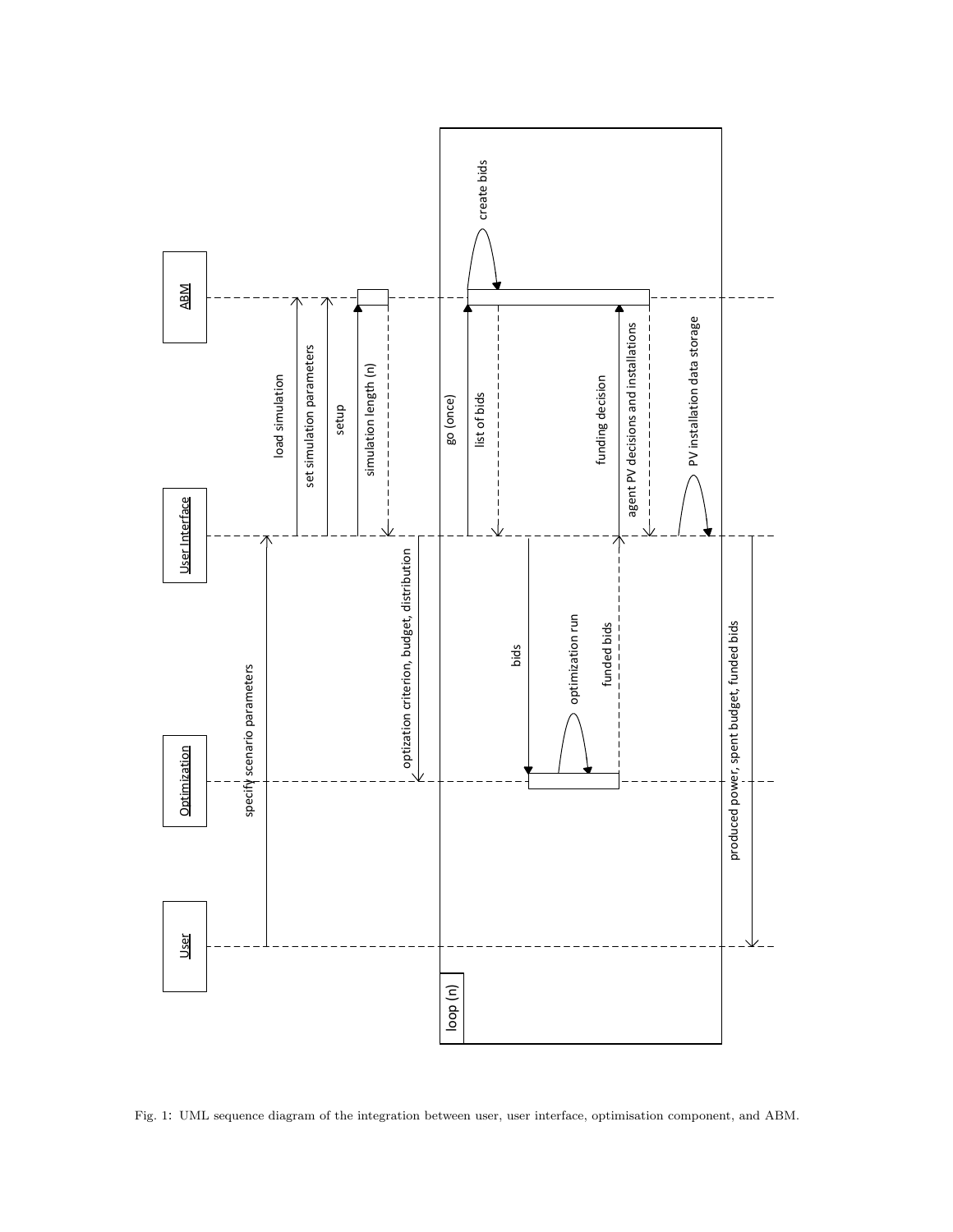Fig. 1: UML sequence diagram of the integration between user, user interface, optimisation component, and ABM.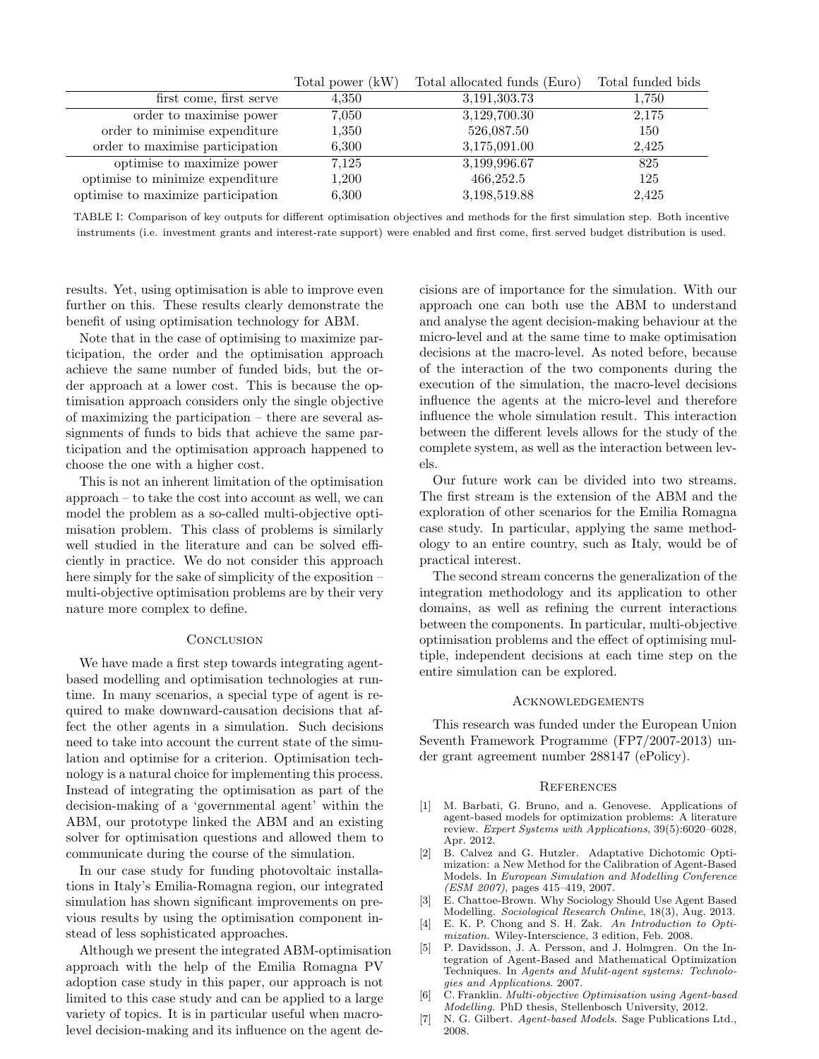| | Total power (kW) | Total allocated funds (Euro) | Total funded bids |
|---|---|---|---|
| first come, first serve | 4,350 | 3,191,303.73 | 1,750 |
| order to maximise power | 7,050 | 3,129,700.30 | 2,175 |
| order to minimise expenditure | 1,350 | 526,087.50 | 150 |
| order to maximise participation | 6,300 | 3,175,091.00 | 2,425 |
| optimise to maximize power | 7,125 | 3,199,996.67 | 825 |
| optimise to minimize expenditure | 1,200 | 466,252.5 | 125 |
| optimise to maximize participation | 6,300 | 3,198,519.88 | 2,425 |

TABLE I: Comparison of key outputs for different optimisation objectives and methods for the first simulation step. Both incentive instruments (i.e. investment grants and interest-rate support) were enabled and first come, first served budget distribution is used.

results. Yet, using optimisation is able to improve even further on this. These results clearly demonstrate the benefit of using optimisation technology for ABM.

Note that in the case of optimising to maximize participation, the order and the optimisation approach achieve the same number of funded bids, but the order approach at a lower cost. This is because the optimisation approach considers only the single objective of maximizing the participation – there are several assignments of funds to bids that achieve the same participation and the optimisation approach happened to choose the one with a higher cost.

This is not an inherent limitation of the optimisation approach – to take the cost into account as well, we can model the problem as a so-called multi-objective optimisation problem. This class of problems is similarly well studied in the literature and can be solved efficiently in practice. We do not consider this approach here simply for the sake of simplicity of the exposition – multi-objective optimisation problems are by their very nature more complex to define.

## Conclusion

We have made a first step towards integrating agent-based modelling and optimisation technologies at runtime. In many scenarios, a special type of agent is required to make downward-causation decisions that affect the other agents in a simulation. Such decisions need to take into account the current state of the simulation and optimise for a criterion. Optimisation technology is a natural choice for implementing this process. Instead of integrating the optimisation as part of the decision-making of a 'governmental agent' within the ABM, our prototype linked the ABM and an existing solver for optimisation questions and allowed them to communicate during the course of the simulation.

In our case study for funding photovoltaic installations in Italy's Emilia-Romagna region, our integrated simulation has shown significant improvements on previous results by using the optimisation component instead of less sophisticated approaches.

Although we present the integrated ABM-optimisation approach with the help of the Emilia Romagna PV adoption case study in this paper, our approach is not limited to this case study and can be applied to a large variety of topics. It is in particular useful when macro-level decision-making and its influence on the agent decisions are of importance for the simulation. With our approach one can both use the ABM to understand and analyse the agent decision-making behaviour at the micro-level and at the same time to make optimisation decisions at the macro-level. As noted before, because of the interaction of the two components during the execution of the simulation, the macro-level decisions influence the agents at the micro-level and therefore influence the whole simulation result. This interaction between the different levels allows for the study of the complete system, as well as the interaction between levels.

Our future work can be divided into two streams. The first stream is the extension of the ABM and the exploration of other scenarios for the Emilia Romagna case study. In particular, applying the same methodology to an entire country, such as Italy, would be of practical interest.

The second stream concerns the generalization of the integration methodology and its application to other domains, as well as refining the current interactions between the components. In particular, multi-objective optimisation problems and the effect of optimising multiple, independent decisions at each time step on the entire simulation can be explored.

## Acknowledgements

This research was funded under the European Union Seventh Framework Programme (FP7/2007-2013) under grant agreement number 288147 (ePolicy).

## References

[1] M. Barbati, G. Bruno, and a. Genovese. Applications of agent-based models for optimization problems: A literature review. *Expert Systems with Applications*, 39(5):6020–6028, Apr. 2012.

[2] B. Calvez and G. Hutzler. Adaptative Dichotomic Optimization: a New Method for the Calibration of Agent-Based Models. In *European Simulation and Modelling Conference (ESM 2007)*, pages 415–419, 2007.

[3] E. Chattoe-Brown. Why Sociology Should Use Agent Based Modelling. *Sociological Research Online*, 18(3), Aug. 2013.

[4] E. K. P. Chong and S. H. Zak. *An Introduction to Optimization*. Wiley-Interscience, 3 edition, Feb. 2008.

[5] P. Davidsson, J. A. Persson, and J. Holmgren. On the Integration of Agent-Based and Mathematical Optimization Techniques. In *Agents and Mulit-agent systems: Technologies and Applications*. 2007.

[6] C. Franklin. *Multi-objective Optimisation using Agent-based Modelling*. PhD thesis, Stellenbosch University, 2012.

[7] N. G. Gilbert. *Agent-based Models*. Sage Publications Ltd., 2008.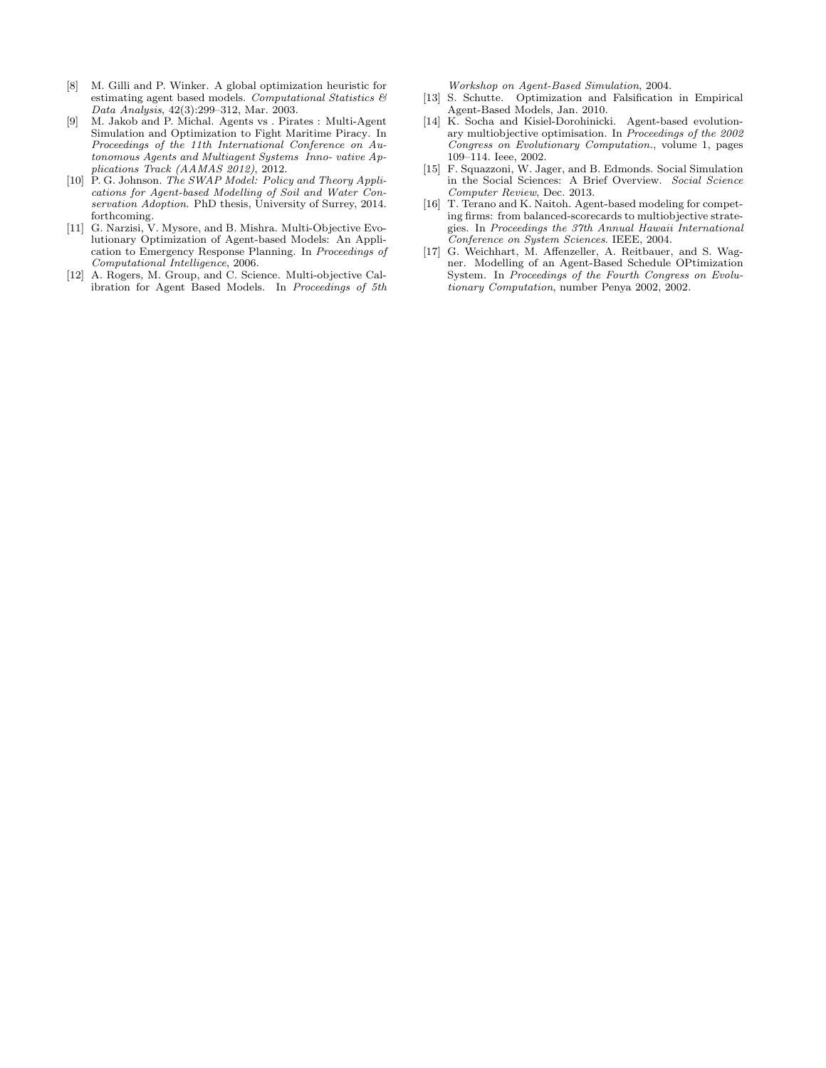[8] M. Gilli and P. Winker. A global optimization heuristic for estimating agent based models. *Computational Statistics & Data Analysis*, 42(3):299–312, Mar. 2003.

[9] M. Jakob and P. Michal. Agents vs . Pirates : Multi-Agent Simulation and Optimization to Fight Maritime Piracy. In *Proceedings of the 11th International Conference on Autonomous Agents and Multiagent Systems Inno- vative Applications Track (AAMAS 2012)*, 2012.

[10] P. G. Johnson. *The SWAP Model: Policy and Theory Applications for Agent-based Modelling of Soil and Water Conservation Adoption*. PhD thesis, University of Surrey, 2014. forthcoming.

[11] G. Narzisi, V. Mysore, and B. Mishra. Multi-Objective Evolutionary Optimization of Agent-based Models: An Application to Emergency Response Planning. In *Proceedings of Computational Intelligence*, 2006.

[12] A. Rogers, M. Group, and C. Science. Multi-objective Calibration for Agent Based Models. In *Proceedings of 5th Workshop on Agent-Based Simulation*, 2004.

[13] S. Schutte. Optimization and Falsification in Empirical Agent-Based Models, Jan. 2010.

[14] K. Socha and Kisiel-Dorohinicki. Agent-based evolutionary multiobjective optimisation. In *Proceedings of the 2002 Congress on Evolutionary Computation.*, volume 1, pages 109–114. Ieee, 2002.

[15] F. Squazzoni, W. Jager, and B. Edmonds. Social Simulation in the Social Sciences: A Brief Overview. *Social Science Computer Review*, Dec. 2013.

[16] T. Terano and K. Naitoh. Agent-based modeling for competing firms: from balanced-scorecards to multiobjective strategies. In *Proceedings the 37th Annual Hawaii International Conference on System Sciences*. IEEE, 2004.

[17] G. Weichhart, M. Affenzeller, A. Reitbauer, and S. Wagner. Modelling of an Agent-Based Schedule OPtimization System. In *Proceedings of the Fourth Congress on Evolutionary Computation*, number Penya 2002, 2002.